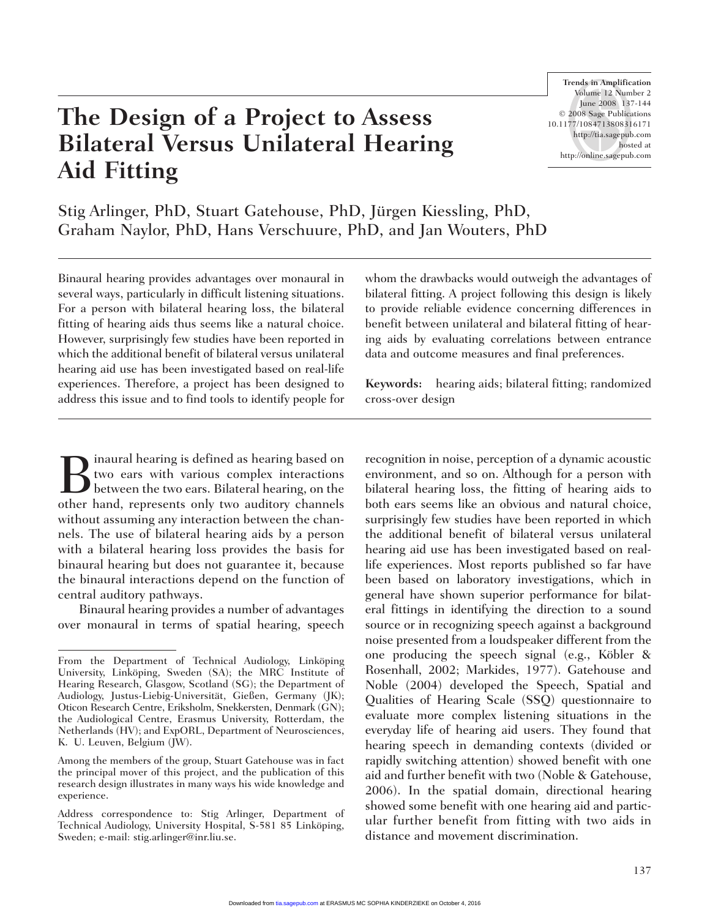# The Design of a Project to Assess Bilateral Versus Unilateral Hearing Aid Fitting

Stig Arlinger, PhD, Stuart Gatehouse, PhD, Jürgen Kiessling, PhD, Graham Naylor, PhD, Hans Verschuure, PhD, and Jan Wouters, PhD

Binaural hearing provides advantages over monaural in several ways, particularly in difficult listening situations. For a person with bilateral hearing loss, the bilateral fitting of hearing aids thus seems like a natural choice. However, surprisingly few studies have been reported in which the additional benefit of bilateral versus unilateral hearing aid use has been investigated based on real-life experiences. Therefore, a project has been designed to address this issue and to find tools to identify people for whom the drawbacks would outweigh the advantages of bilateral fitting. A project following this design is likely to provide reliable evidence concerning differences in benefit between unilateral and bilateral fitting of hearing aids by evaluating correlations between entrance data and outcome measures and final preferences.

**Keywords:** hearing aids; bilateral fitting; randomized cross-over design

Binaural hearing is defined as hearing based on two ears with various complex interactions between the two ears. Bilateral hearing, on the other hand, represents only two auditory channels without assuming any interaction between the channels. The use of bilateral hearing aids by a person with a bilateral hearing loss provides the basis for binaural hearing but does not guarantee it, because the binaural interactions depend on the function of central auditory pathways.

Binaural hearing provides a number of advantages over monaural in terms of spatial hearing, speech recognition in noise, perception of a dynamic acoustic environment, and so on. Although for a person with bilateral hearing loss, the fitting of hearing aids to both ears seems like an obvious and natural choice, surprisingly few studies have been reported in which the additional benefit of bilateral versus unilateral hearing aid use has been investigated based on real-life experiences. Most reports published so far have been based on laboratory investigations, which in general have shown superior performance for bilateral fittings in identifying the direction to a sound source or in recognizing speech against a background noise presented from a loudspeaker different from the one producing the speech signal (e.g., Köbler & Rosenhall, 2002; Markides, 1977). Gatehouse and Noble (2004) developed the Speech, Spatial and Qualities of Hearing Scale (SSQ) questionnaire to evaluate more complex listening situations in the everyday life of hearing aid users. They found that hearing speech in demanding contexts (divided or rapidly switching attention) showed benefit with one aid and further benefit with two (Noble & Gatehouse, 2006). In the spatial domain, directional hearing showed some benefit with one hearing aid and particular further benefit from fitting with two aids in distance and movement discrimination.

From the Department of Technical Audiology, Linköping University, Linköping, Sweden (SA); the MRC Institute of Hearing Research, Glasgow, Scotland (SG); the Department of Audiology, Justus-Liebig-Universität, Gießen, Germany (JK); Oticon Research Centre, Eriksholm, Snekkersten, Denmark (GN); the Audiological Centre, Erasmus University, Rotterdam, the Netherlands (HV); and ExpORL, Department of Neurosciences, K. U. Leuven, Belgium (JW).

Among the members of the group, Stuart Gatehouse was in fact the principal mover of this project, and the publication of this research design illustrates in many ways his wide knowledge and experience.

Address correspondence to: Stig Arlinger, Department of Technical Audiology, University Hospital, S-581 85 Linköping, Sweden; e-mail: stig.arlinger@inr.liu.se.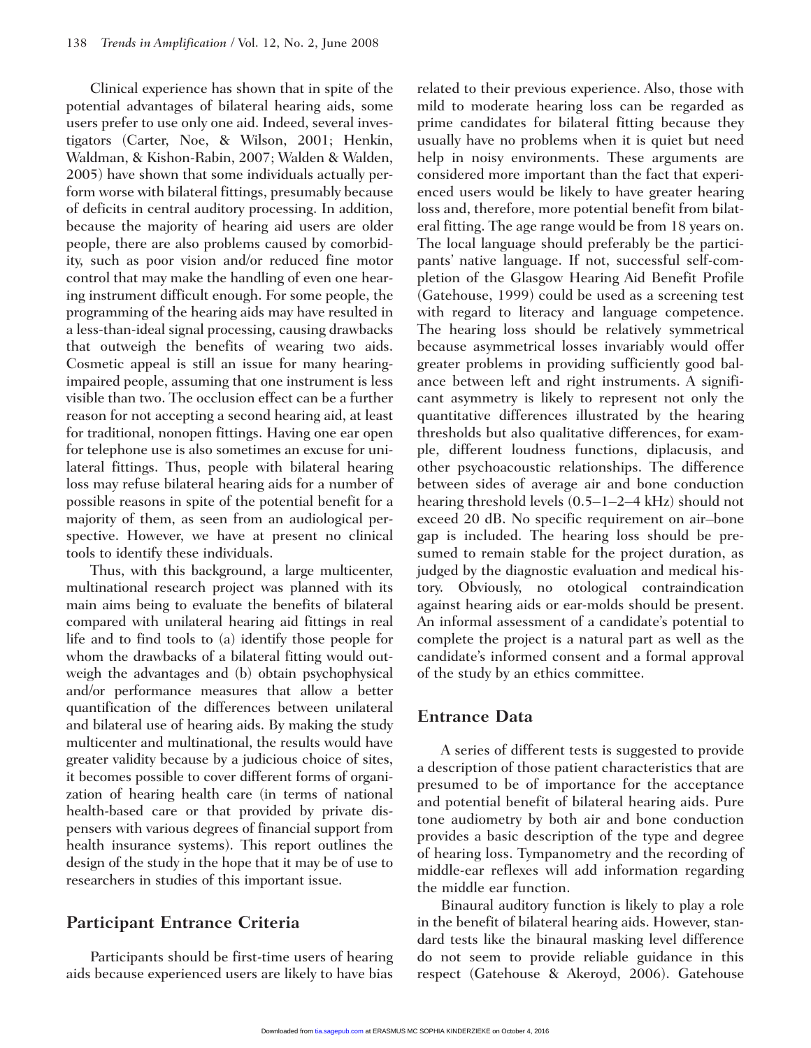Clinical experience has shown that in spite of the potential advantages of bilateral hearing aids, some users prefer to use only one aid. Indeed, several investigators (Carter, Noe, & Wilson, 2001; Henkin, Waldman, & Kishon-Rabin, 2007; Walden & Walden, 2005) have shown that some individuals actually perform worse with bilateral fittings, presumably because of deficits in central auditory processing. In addition, because the majority of hearing aid users are older people, there are also problems caused by comorbidity, such as poor vision and/or reduced fine motor control that may make the handling of even one hearing instrument difficult enough. For some people, the programming of the hearing aids may have resulted in a less-than-ideal signal processing, causing drawbacks that outweigh the benefits of wearing two aids. Cosmetic appeal is still an issue for many hearing-impaired people, assuming that one instrument is less visible than two. The occlusion effect can be a further reason for not accepting a second hearing aid, at least for traditional, nonopen fittings. Having one ear open for telephone use is also sometimes an excuse for unilateral fittings. Thus, people with bilateral hearing loss may refuse bilateral hearing aids for a number of possible reasons in spite of the potential benefit for a majority of them, as seen from an audiological perspective. However, we have at present no clinical tools to identify these individuals.

Thus, with this background, a large multicenter, multinational research project was planned with its main aims being to evaluate the benefits of bilateral compared with unilateral hearing aid fittings in real life and to find tools to (a) identify those people for whom the drawbacks of a bilateral fitting would outweigh the advantages and (b) obtain psychophysical and/or performance measures that allow a better quantification of the differences between unilateral and bilateral use of hearing aids. By making the study multicenter and multinational, the results would have greater validity because by a judicious choice of sites, it becomes possible to cover different forms of organization of hearing health care (in terms of national health-based care or that provided by private dispensers with various degrees of financial support from health insurance systems). This report outlines the design of the study in the hope that it may be of use to researchers in studies of this important issue.

## Participant Entrance Criteria

Participants should be first-time users of hearing aids because experienced users are likely to have bias related to their previous experience. Also, those with mild to moderate hearing loss can be regarded as prime candidates for bilateral fitting because they usually have no problems when it is quiet but need help in noisy environments. These arguments are considered more important than the fact that experienced users would be likely to have greater hearing loss and, therefore, more potential benefit from bilateral fitting. The age range would be from 18 years on. The local language should preferably be the participants' native language. If not, successful self-completion of the Glasgow Hearing Aid Benefit Profile (Gatehouse, 1999) could be used as a screening test with regard to literacy and language competence. The hearing loss should be relatively symmetrical because asymmetrical losses invariably would offer greater problems in providing sufficiently good balance between left and right instruments. A significant asymmetry is likely to represent not only the quantitative differences illustrated by the hearing thresholds but also qualitative differences, for example, different loudness functions, diplacusis, and other psychoacoustic relationships. The difference between sides of average air and bone conduction hearing threshold levels (0.5–1–2–4 kHz) should not exceed 20 dB. No specific requirement on air–bone gap is included. The hearing loss should be presumed to remain stable for the project duration, as judged by the diagnostic evaluation and medical history. Obviously, no otological contraindication against hearing aids or ear-molds should be present. An informal assessment of a candidate's potential to complete the project is a natural part as well as the candidate's informed consent and a formal approval of the study by an ethics committee.

## Entrance Data

A series of different tests is suggested to provide a description of those patient characteristics that are presumed to be of importance for the acceptance and potential benefit of bilateral hearing aids. Pure tone audiometry by both air and bone conduction provides a basic description of the type and degree of hearing loss. Tympanometry and the recording of middle-ear reflexes will add information regarding the middle ear function.

Binaural auditory function is likely to play a role in the benefit of bilateral hearing aids. However, standard tests like the binaural masking level difference do not seem to provide reliable guidance in this respect (Gatehouse & Akeroyd, 2006). Gatehouse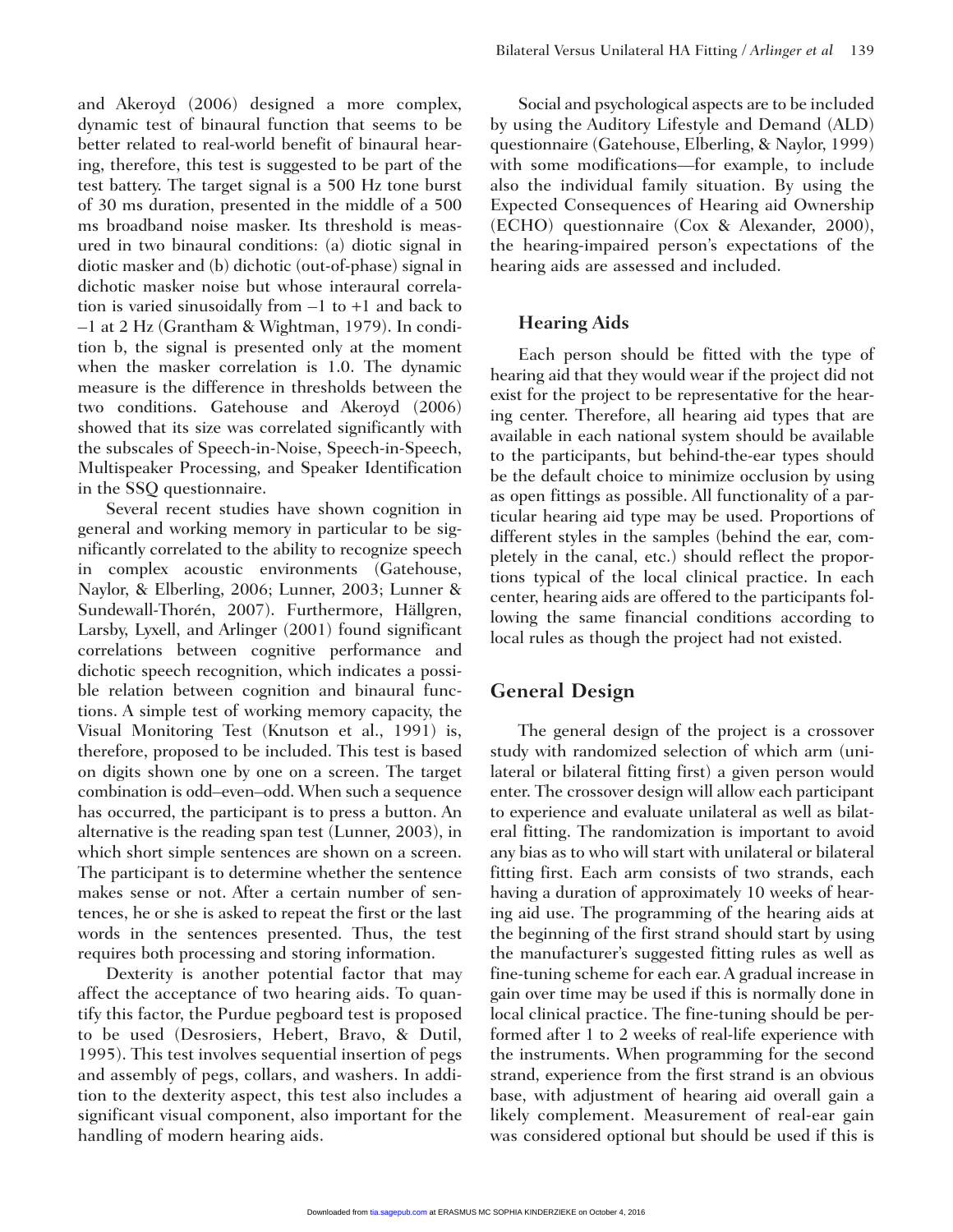and Akeroyd (2006) designed a more complex, dynamic test of binaural function that seems to be better related to real-world benefit of binaural hearing, therefore, this test is suggested to be part of the test battery. The target signal is a 500 Hz tone burst of 30 ms duration, presented in the middle of a 500 ms broadband noise masker. Its threshold is measured in two binaural conditions: (a) diotic signal in diotic masker and (b) dichotic (out-of-phase) signal in dichotic masker noise but whose interaural correlation is varied sinusoidally from –1 to +1 and back to –1 at 2 Hz (Grantham & Wightman, 1979). In condition b, the signal is presented only at the moment when the masker correlation is 1.0. The dynamic measure is the difference in thresholds between the two conditions. Gatehouse and Akeroyd (2006) showed that its size was correlated significantly with the subscales of Speech-in-Noise, Speech-in-Speech, Multispeaker Processing, and Speaker Identification in the SSQ questionnaire.

Several recent studies have shown cognition in general and working memory in particular to be significantly correlated to the ability to recognize speech in complex acoustic environments (Gatehouse, Naylor, & Elberling, 2006; Lunner, 2003; Lunner & Sundewall-Thorén, 2007). Furthermore, Hällgren, Larsby, Lyxell, and Arlinger (2001) found significant correlations between cognitive performance and dichotic speech recognition, which indicates a possible relation between cognition and binaural functions. A simple test of working memory capacity, the Visual Monitoring Test (Knutson et al., 1991) is, therefore, proposed to be included. This test is based on digits shown one by one on a screen. The target combination is odd–even–odd. When such a sequence has occurred, the participant is to press a button. An alternative is the reading span test (Lunner, 2003), in which short simple sentences are shown on a screen. The participant is to determine whether the sentence makes sense or not. After a certain number of sentences, he or she is asked to repeat the first or the last words in the sentences presented. Thus, the test requires both processing and storing information.

Dexterity is another potential factor that may affect the acceptance of two hearing aids. To quantify this factor, the Purdue pegboard test is proposed to be used (Desrosiers, Hebert, Bravo, & Dutil, 1995). This test involves sequential insertion of pegs and assembly of pegs, collars, and washers. In addition to the dexterity aspect, this test also includes a significant visual component, also important for the handling of modern hearing aids.

Social and psychological aspects are to be included by using the Auditory Lifestyle and Demand (ALD) questionnaire (Gatehouse, Elberling, & Naylor, 1999) with some modifications—for example, to include also the individual family situation. By using the Expected Consequences of Hearing aid Ownership (ECHO) questionnaire (Cox & Alexander, 2000), the hearing-impaired person's expectations of the hearing aids are assessed and included.

### Hearing Aids

Each person should be fitted with the type of hearing aid that they would wear if the project did not exist for the project to be representative for the hearing center. Therefore, all hearing aid types that are available in each national system should be available to the participants, but behind-the-ear types should be the default choice to minimize occlusion by using as open fittings as possible. All functionality of a particular hearing aid type may be used. Proportions of different styles in the samples (behind the ear, completely in the canal, etc.) should reflect the proportions typical of the local clinical practice. In each center, hearing aids are offered to the participants following the same financial conditions according to local rules as though the project had not existed.

## General Design

The general design of the project is a crossover study with randomized selection of which arm (unilateral or bilateral fitting first) a given person would enter. The crossover design will allow each participant to experience and evaluate unilateral as well as bilateral fitting. The randomization is important to avoid any bias as to who will start with unilateral or bilateral fitting first. Each arm consists of two strands, each having a duration of approximately 10 weeks of hearing aid use. The programming of the hearing aids at the beginning of the first strand should start by using the manufacturer's suggested fitting rules as well as fine-tuning scheme for each ear. A gradual increase in gain over time may be used if this is normally done in local clinical practice. The fine-tuning should be performed after 1 to 2 weeks of real-life experience with the instruments. When programming for the second strand, experience from the first strand is an obvious base, with adjustment of hearing aid overall gain a likely complement. Measurement of real-ear gain was considered optional but should be used if this is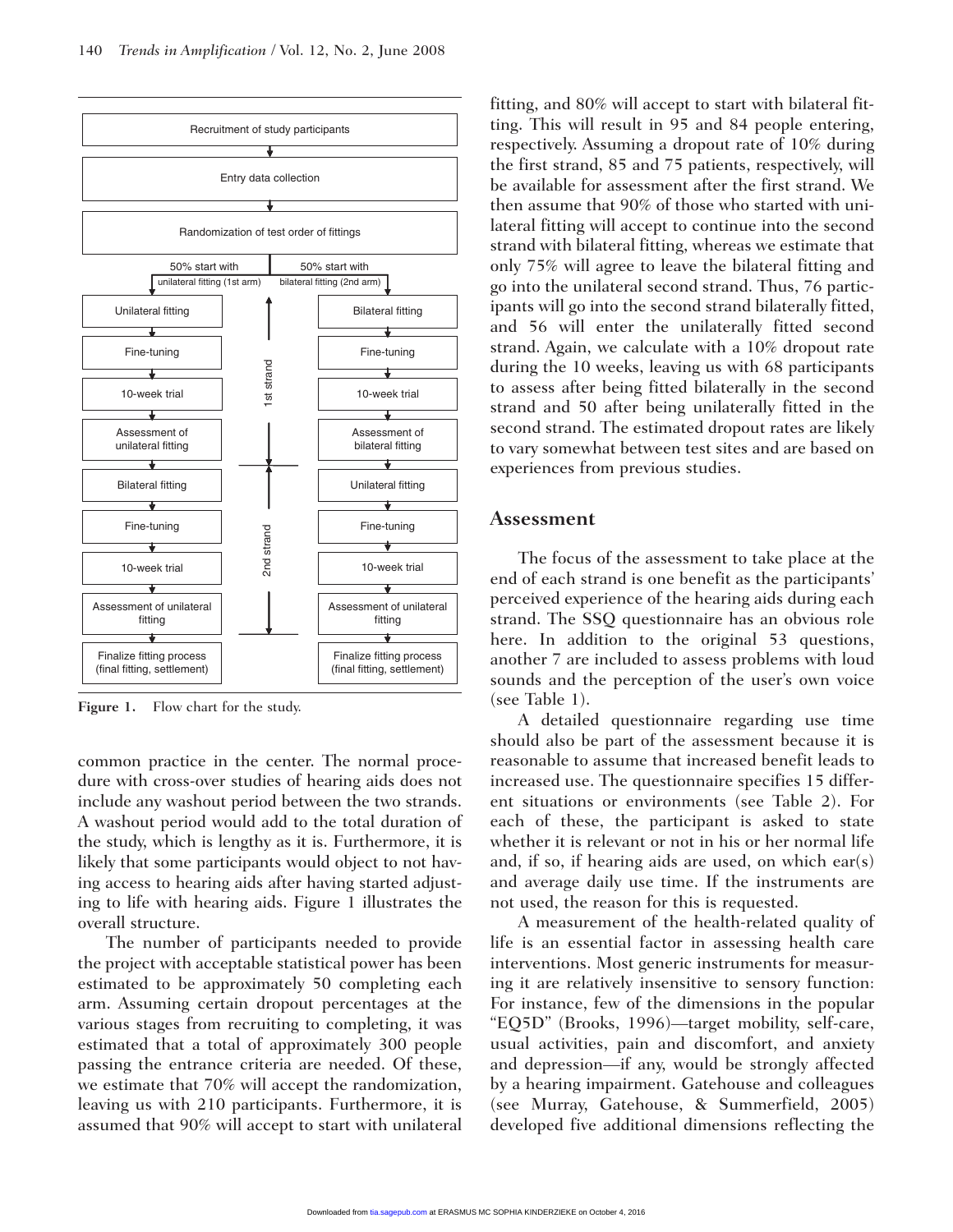**Figure 1.** Flow chart for the study.

common practice in the center. The normal procedure with cross-over studies of hearing aids does not include any washout period between the two strands. A washout period would add to the total duration of the study, which is lengthy as it is. Furthermore, it is likely that some participants would object to not having access to hearing aids after having started adjusting to life with hearing aids. Figure 1 illustrates the overall structure.

The number of participants needed to provide the project with acceptable statistical power has been estimated to be approximately 50 completing each arm. Assuming certain dropout percentages at the various stages from recruiting to completing, it was estimated that a total of approximately 300 people passing the entrance criteria are needed. Of these, we estimate that 70% will accept the randomization, leaving us with 210 participants. Furthermore, it is assumed that 90% will accept to start with unilateral fitting, and 80% will accept to start with bilateral fitting. This will result in 95 and 84 people entering, respectively. Assuming a dropout rate of 10% during the first strand, 85 and 75 patients, respectively, will be available for assessment after the first strand. We then assume that 90% of those who started with unilateral fitting will accept to continue into the second strand with bilateral fitting, whereas we estimate that only 75% will agree to leave the bilateral fitting and go into the unilateral second strand. Thus, 76 participants will go into the second strand bilaterally fitted, and 56 will enter the unilaterally fitted second strand. Again, we calculate with a 10% dropout rate during the 10 weeks, leaving us with 68 participants to assess after being fitted bilaterally in the second strand and 50 after being unilaterally fitted in the second strand. The estimated dropout rates are likely to vary somewhat between test sites and are based on experiences from previous studies.

## Assessment

The focus of the assessment to take place at the end of each strand is one benefit as the participants' perceived experience of the hearing aids during each strand. The SSQ questionnaire has an obvious role here. In addition to the original 53 questions, another 7 are included to assess problems with loud sounds and the perception of the user's own voice (see Table 1).

A detailed questionnaire regarding use time should also be part of the assessment because it is reasonable to assume that increased benefit leads to increased use. The questionnaire specifies 15 different situations or environments (see Table 2). For each of these, the participant is asked to state whether it is relevant or not in his or her normal life and, if so, if hearing aids are used, on which ear(s) and average daily use time. If the instruments are not used, the reason for this is requested.

A measurement of the health-related quality of life is an essential factor in assessing health care interventions. Most generic instruments for measuring it are relatively insensitive to sensory function: For instance, few of the dimensions in the popular "EQ5D" (Brooks, 1996)—target mobility, self-care, usual activities, pain and discomfort, and anxiety and depression—if any, would be strongly affected by a hearing impairment. Gatehouse and colleagues (see Murray, Gatehouse, & Summerfield, 2005) developed five additional dimensions reflecting the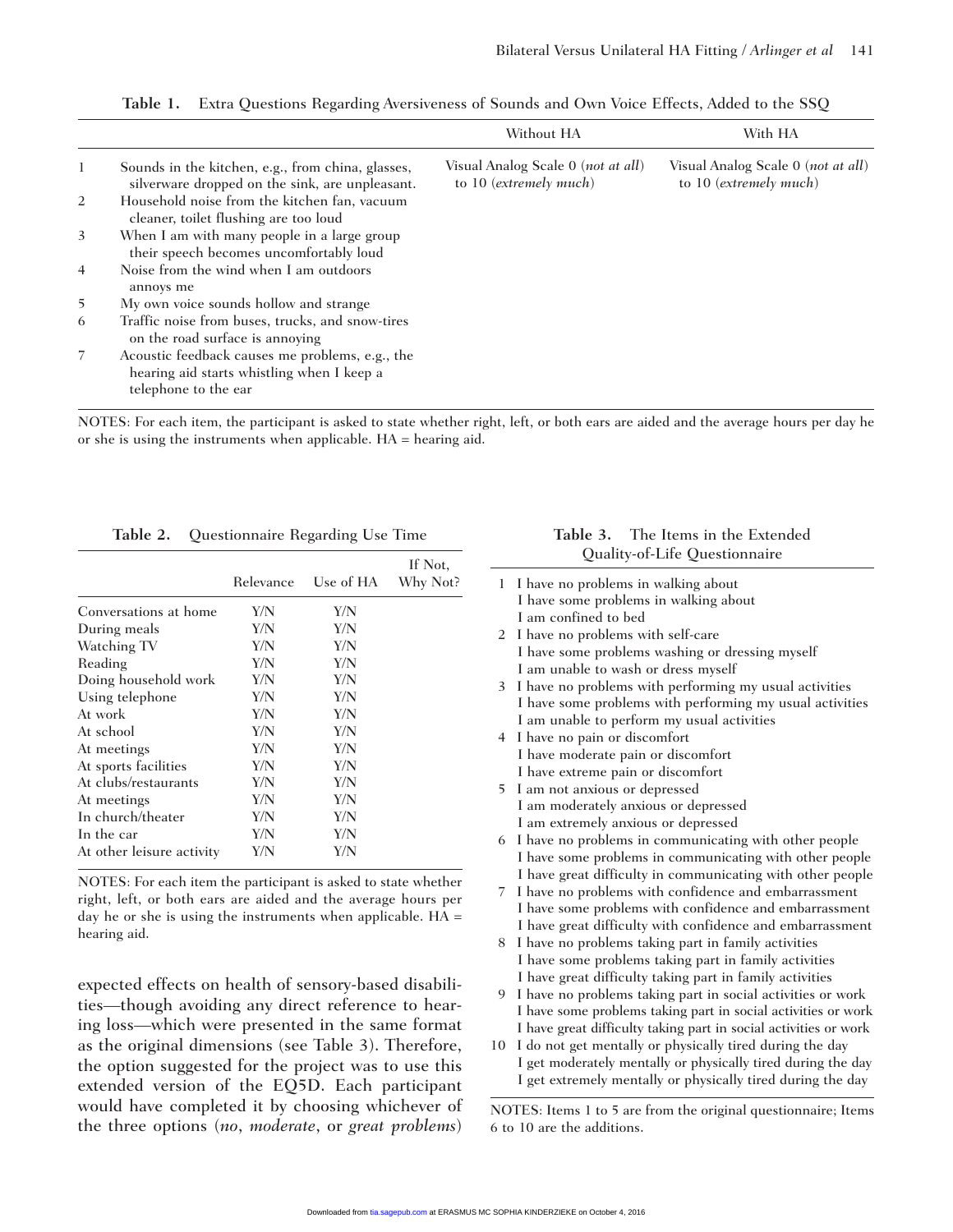**Table 1.** Extra Questions Regarding Aversiveness of Sounds and Own Voice Effects, Added to the SSQ

| | | Without HA | With HA |
|---|---|---|---|
| 1 | Sounds in the kitchen, e.g., from china, glasses, silverware dropped on the sink, are unpleasant. | Visual Analog Scale 0 (*not at all*) to 10 (*extremely much*) | Visual Analog Scale 0 (*not at all*) to 10 (*extremely much*) |
| 2 | Household noise from the kitchen fan, vacuum cleaner, toilet flushing are too loud | | |
| 3 | When I am with many people in a large group their speech becomes uncomfortably loud | | |
| 4 | Noise from the wind when I am outdoors annoys me | | |
| 5 | My own voice sounds hollow and strange | | |
| 6 | Traffic noise from buses, trucks, and snow-tires on the road surface is annoying | | |
| 7 | Acoustic feedback causes me problems, e.g., the hearing aid starts whistling when I keep a telephone to the ear | | |

NOTES: For each item, the participant is asked to state whether right, left, or both ears are aided and the average hours per day he or she is using the instruments when applicable. HA = hearing aid.

**Table 2.** Questionnaire Regarding Use Time

| | Relevance | Use of HA | If Not, Why Not? |
|---|---|---|---|
| Conversations at home | Y/N | Y/N | |
| During meals | Y/N | Y/N | |
| Watching TV | Y/N | Y/N | |
| Reading | Y/N | Y/N | |
| Doing household work | Y/N | Y/N | |
| Using telephone | Y/N | Y/N | |
| At work | Y/N | Y/N | |
| At school | Y/N | Y/N | |
| At meetings | Y/N | Y/N | |
| At sports facilities | Y/N | Y/N | |
| At clubs/restaurants | Y/N | Y/N | |
| At meetings | Y/N | Y/N | |
| In church/theater | Y/N | Y/N | |
| In the car | Y/N | Y/N | |
| At other leisure activity | Y/N | Y/N | |

NOTES: For each item the participant is asked to state whether right, left, or both ears are aided and the average hours per day he or she is using the instruments when applicable. HA = hearing aid.

expected effects on health of sensory-based disabilities—though avoiding any direct reference to hearing loss—which were presented in the same format as the original dimensions (see Table 3). Therefore, the option suggested for the project was to use this extended version of the EQ5D. Each participant would have completed it by choosing whichever of the three options (*no*, *moderate*, or *great problems*)

**Table 3.** The Items in the Extended Quality-of-Life Questionnaire

1. I have no problems in walking about
   I have some problems in walking about
   I am confined to bed
2. I have no problems with self-care
   I have some problems washing or dressing myself
   I am unable to wash or dress myself
3. I have no problems with performing my usual activities
   I have some problems with performing my usual activities
   I am unable to perform my usual activities
4. I have no pain or discomfort
   I have moderate pain or discomfort
   I have extreme pain or discomfort
5. I am not anxious or depressed
   I am moderately anxious or depressed
   I am extremely anxious or depressed
6. I have no problems in communicating with other people
   I have some problems in communicating with other people
   I have great difficulty in communicating with other people
7. I have no problems with confidence and embarrassment
   I have some problems with confidence and embarrassment
   I have great difficulty with confidence and embarrassment
8. I have no problems taking part in family activities
   I have some problems taking part in family activities
   I have great difficulty taking part in family activities
9. I have no problems taking part in social activities or work
   I have some problems taking part in social activities or work
   I have great difficulty taking part in social activities or work
10. I do not get mentally or physically tired during the day
    I get moderately mentally or physically tired during the day
    I get extremely mentally or physically tired during the day

NOTES: Items 1 to 5 are from the original questionnaire; Items 6 to 10 are the additions.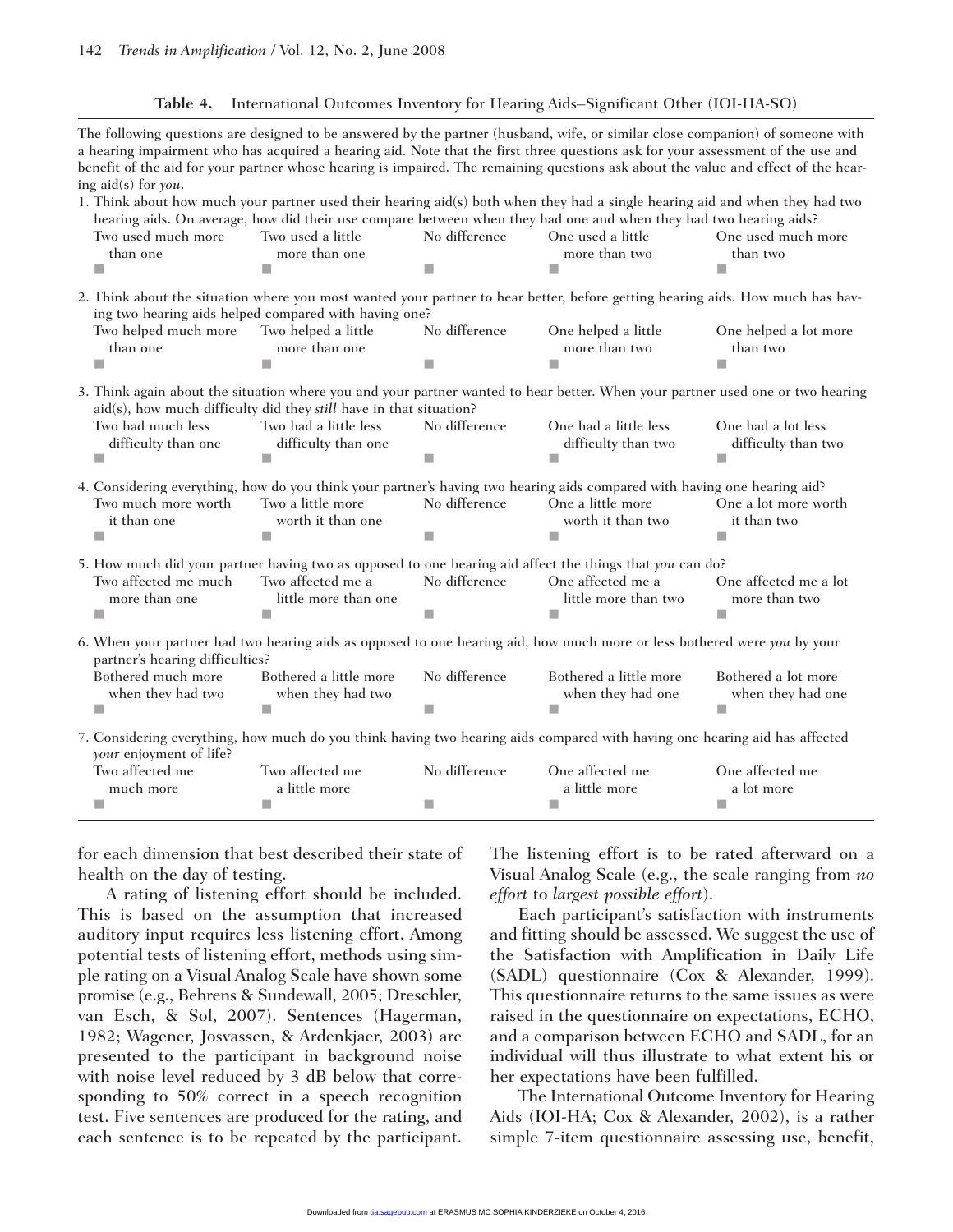**Table 4.** International Outcomes Inventory for Hearing Aids–Significant Other (IOI-HA-SO)

The following questions are designed to be answered by the partner (husband, wife, or similar close companion) of someone with a hearing impairment who has acquired a hearing aid. Note that the first three questions ask for your assessment of the use and benefit of the aid for your partner whose hearing is impaired. The remaining questions ask about the value and effect of the hearing aid(s) for *you*.

1. Think about how much your partner used their hearing aid(s) both when they had a single hearing aid and when they had two hearing aids. On average, how did their use compare between when they had one and when they had two hearing aids?

| Two used much more than one | Two used a little more than one | No difference | One used a little more than two | One used much more than two |
|---|---|---|---|---|
| ■ | ■ | ■ | ■ | ■ |

2. Think about the situation where you most wanted your partner to hear better, before getting hearing aids. How much has having two hearing aids helped compared with having one?

| Two helped much more than one | Two helped a little more than one | No difference | One helped a little more than two | One helped a lot more than two |
|---|---|---|---|---|
| ■ | ■ | ■ | ■ | ■ |

3. Think again about the situation where you and your partner wanted to hear better. When your partner used one or two hearing aid(s), how much difficulty did they *still* have in that situation?

| Two had much less difficulty than one | Two had a little less difficulty than one | No difference | One had a little less difficulty than two | One had a lot less difficulty than two |
|---|---|---|---|---|
| ■ | ■ | ■ | ■ | ■ |

4. Considering everything, how do you think your partner's having two hearing aids compared with having one hearing aid?

| Two much more worth it than one | Two a little more worth it than one | No difference | One a little more worth it than two | One a lot more worth it than two |
|---|---|---|---|---|
| ■ | ■ | ■ | ■ | ■ |

5. How much did your partner having two as opposed to one hearing aid affect the things that *you* can do?

| Two affected me much more than one | Two affected me a little more than one | No difference | One affected me a little more than two | One affected me a lot more than two |
|---|---|---|---|---|
| ■ | ■ | ■ | ■ | ■ |

6. When your partner had two hearing aids as opposed to one hearing aid, how much more or less bothered were *you* by your partner's hearing difficulties?

| Bothered much more when they had two | Bothered a little more when they had two | No difference | Bothered a little more when they had one | Bothered a lot more when they had one |
|---|---|---|---|---|
| ■ | ■ | ■ | ■ | ■ |

7. Considering everything, how much do you think having two hearing aids compared with having one hearing aid has affected *your* enjoyment of life?

| Two affected me much more | Two affected me a little more | No difference | One affected me a little more | One affected me a lot more |
|---|---|---|---|---|
| ■ | ■ | ■ | ■ | ■ |

for each dimension that best described their state of health on the day of testing.

A rating of listening effort should be included. This is based on the assumption that increased auditory input requires less listening effort. Among potential tests of listening effort, methods using simple rating on a Visual Analog Scale have shown some promise (e.g., Behrens & Sundewall, 2005; Dreschler, van Esch, & Sol, 2007). Sentences (Hagerman, 1982; Wagener, Josvassen, & Ardenkjaer, 2003) are presented to the participant in background noise with noise level reduced by 3 dB below that corresponding to 50% correct in a speech recognition test. Five sentences are produced for the rating, and each sentence is to be repeated by the participant. The listening effort is to be rated afterward on a Visual Analog Scale (e.g., the scale ranging from *no effort* to *largest possible effort*).

Each participant's satisfaction with instruments and fitting should be assessed. We suggest the use of the Satisfaction with Amplification in Daily Life (SADL) questionnaire (Cox & Alexander, 1999). This questionnaire returns to the same issues as were raised in the questionnaire on expectations, ECHO, and a comparison between ECHO and SADL, for an individual will thus illustrate to what extent his or her expectations have been fulfilled.

The International Outcome Inventory for Hearing Aids (IOI-HA; Cox & Alexander, 2002), is a rather simple 7-item questionnaire assessing use, benefit,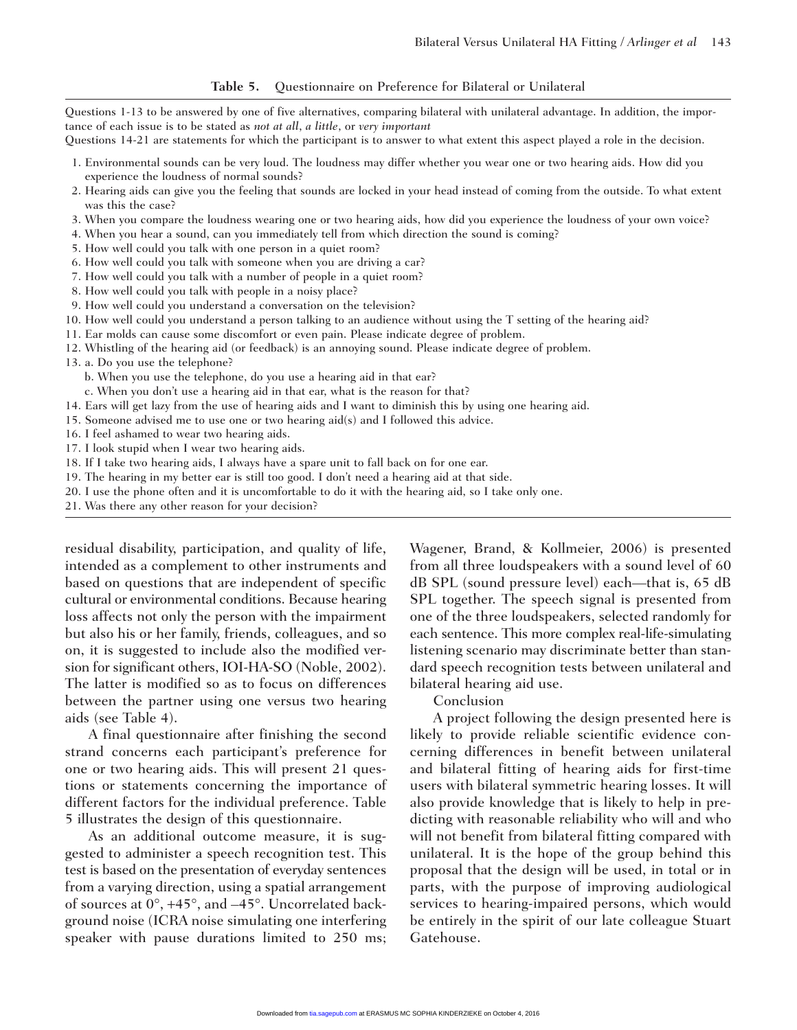**Table 5.** Questionnaire on Preference for Bilateral or Unilateral

Questions 1-13 to be answered by one of five alternatives, comparing bilateral with unilateral advantage. In addition, the importance of each issue is to be stated as *not at all*, *a little*, or *very important*

Questions 14-21 are statements for which the participant is to answer to what extent this aspect played a role in the decision.

1. Environmental sounds can be very loud. The loudness may differ whether you wear one or two hearing aids. How did you experience the loudness of normal sounds?
2. Hearing aids can give you the feeling that sounds are locked in your head instead of coming from the outside. To what extent was this the case?
3. When you compare the loudness wearing one or two hearing aids, how did you experience the loudness of your own voice?
4. When you hear a sound, can you immediately tell from which direction the sound is coming?
5. How well could you talk with one person in a quiet room?
6. How well could you talk with someone when you are driving a car?
7. How well could you talk with a number of people in a quiet room?
8. How well could you talk with people in a noisy place?
9. How well could you understand a conversation on the television?
10. How well could you understand a person talking to an audience without using the T setting of the hearing aid?
11. Ear molds can cause some discomfort or even pain. Please indicate degree of problem.
12. Whistling of the hearing aid (or feedback) is an annoying sound. Please indicate degree of problem.
13. a. Do you use the telephone?
    b. When you use the telephone, do you use a hearing aid in that ear?
    c. When you don't use a hearing aid in that ear, what is the reason for that?
14. Ears will get lazy from the use of hearing aids and I want to diminish this by using one hearing aid.
15. Someone advised me to use one or two hearing aid(s) and I followed this advice.
16. I feel ashamed to wear two hearing aids.
17. I look stupid when I wear two hearing aids.
18. If I take two hearing aids, I always have a spare unit to fall back on for one ear.
19. The hearing in my better ear is still too good. I don't need a hearing aid at that side.
20. I use the phone often and it is uncomfortable to do it with the hearing aid, so I take only one.
21. Was there any other reason for your decision?

residual disability, participation, and quality of life, intended as a complement to other instruments and based on questions that are independent of specific cultural or environmental conditions. Because hearing loss affects not only the person with the impairment but also his or her family, friends, colleagues, and so on, it is suggested to include also the modified version for significant others, IOI-HA-SO (Noble, 2002). The latter is modified so as to focus on differences between the partner using one versus two hearing aids (see Table 4).

A final questionnaire after finishing the second strand concerns each participant's preference for one or two hearing aids. This will present 21 questions or statements concerning the importance of different factors for the individual preference. Table 5 illustrates the design of this questionnaire.

As an additional outcome measure, it is suggested to administer a speech recognition test. This test is based on the presentation of everyday sentences from a varying direction, using a spatial arrangement of sources at 0°, +45°, and –45°. Uncorrelated background noise (ICRA noise simulating one interfering speaker with pause durations limited to 250 ms; Wagener, Brand, & Kollmeier, 2006) is presented from all three loudspeakers with a sound level of 60 dB SPL (sound pressure level) each—that is, 65 dB SPL together. The speech signal is presented from one of the three loudspeakers, selected randomly for each sentence. This more complex real-life-simulating listening scenario may discriminate better than standard speech recognition tests between unilateral and bilateral hearing aid use.

## Conclusion

A project following the design presented here is likely to provide reliable scientific evidence concerning differences in benefit between unilateral and bilateral fitting of hearing aids for first-time users with bilateral symmetric hearing losses. It will also provide knowledge that is likely to help in predicting with reasonable reliability who will and who will not benefit from bilateral fitting compared with unilateral. It is the hope of the group behind this proposal that the design will be used, in total or in parts, with the purpose of improving audiological services to hearing-impaired persons, which would be entirely in the spirit of our late colleague Stuart Gatehouse.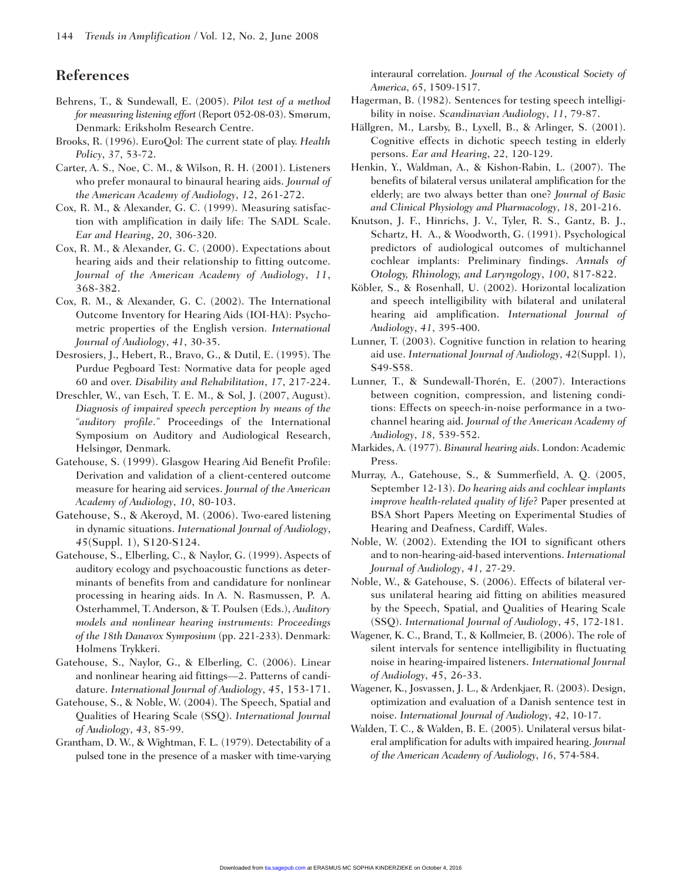## References

Behrens, T., & Sundewall, E. (2005). *Pilot test of a method for measuring listening effort* (Report 052-08-03). Smørum, Denmark: Eriksholm Research Centre.

Brooks, R. (1996). EuroQol: The current state of play. *Health Policy*, *37*, 53-72.

Carter, A. S., Noe, C. M., & Wilson, R. H. (2001). Listeners who prefer monaural to binaural hearing aids. *Journal of the American Academy of Audiology*, *12*, 261-272.

Cox, R. M., & Alexander, G. C. (1999). Measuring satisfaction with amplification in daily life: The SADL Scale. *Ear and Hearing*, *20*, 306-320.

Cox, R. M., & Alexander, G. C. (2000). Expectations about hearing aids and their relationship to fitting outcome. *Journal of the American Academy of Audiology*, *11*, 368-382.

Cox, R. M., & Alexander, G. C. (2002). The International Outcome Inventory for Hearing Aids (IOI-HA): Psychometric properties of the English version. *International Journal of Audiology*, *41*, 30-35.

Desrosiers, J., Hebert, R., Bravo, G., & Dutil, E. (1995). The Purdue Pegboard Test: Normative data for people aged 60 and over. *Disability and Rehabilitation*, *17*, 217-224.

Dreschler, W., van Esch, T. E. M., & Sol, J. (2007, August). *Diagnosis of impaired speech perception by means of the "auditory profile."* Proceedings of the International Symposium on Auditory and Audiological Research, Helsingør, Denmark.

Gatehouse, S. (1999). Glasgow Hearing Aid Benefit Profile: Derivation and validation of a client-centered outcome measure for hearing aid services. *Journal of the American Academy of Audiology*, *10*, 80-103.

Gatehouse, S., & Akeroyd, M. (2006). Two-eared listening in dynamic situations. *International Journal of Audiology*, *45*(Suppl. 1), S120-S124.

Gatehouse, S., Elberling, C., & Naylor, G. (1999). Aspects of auditory ecology and psychoacoustic functions as determinants of benefits from and candidature for nonlinear processing in hearing aids. In A. N. Rasmussen, P. A. Osterhammel, T. Anderson, & T. Poulsen (Eds.), *Auditory models and nonlinear hearing instruments*: *Proceedings of the 18th Danavox Symposium* (pp. 221-233). Denmark: Holmens Trykkeri.

Gatehouse, S., Naylor, G., & Elberling, C. (2006). Linear and nonlinear hearing aid fittings—2. Patterns of candidature. *International Journal of Audiology*, *45*, 153-171.

Gatehouse, S., & Noble, W. (2004). The Speech, Spatial and Qualities of Hearing Scale (SSQ). *International Journal of Audiology*, *43*, 85-99.

Grantham, D. W., & Wightman, F. L. (1979). Detectability of a pulsed tone in the presence of a masker with time-varying interaural correlation. *Journal of the Acoustical Society of America*, *65*, 1509-1517.

Hagerman, B. (1982). Sentences for testing speech intelligibility in noise. *Scandinavian Audiology*, *11*, 79-87.

Hällgren, M., Larsby, B., Lyxell, B., & Arlinger, S. (2001). Cognitive effects in dichotic speech testing in elderly persons. *Ear and Hearing*, *22*, 120-129.

Henkin, Y., Waldman, A., & Kishon-Rabin, L. (2007). The benefits of bilateral versus unilateral amplification for the elderly; are two always better than one? *Journal of Basic and Clinical Physiology and Pharmacology*, *18*, 201-216.

Knutson, J. F., Hinrichs, J. V., Tyler, R. S., Gantz, B. J., Schartz, H. A., & Woodworth, G. (1991). Psychological predictors of audiological outcomes of multichannel cochlear implants: Preliminary findings. *Annals of Otology, Rhinology, and Laryngology*, *100*, 817-822.

Köbler, S., & Rosenhall, U. (2002). Horizontal localization and speech intelligibility with bilateral and unilateral hearing aid amplification. *International Journal of Audiology*, *41*, 395-400.

Lunner, T. (2003). Cognitive function in relation to hearing aid use. *International Journal of Audiology*, *42*(Suppl. 1), S49-S58.

Lunner, T., & Sundewall-Thorén, E. (2007). Interactions between cognition, compression, and listening conditions: Effects on speech-in-noise performance in a two-channel hearing aid. *Journal of the American Academy of Audiology*, *18*, 539-552.

Markides, A. (1977). *Binaural hearing aids*. London: Academic Press.

Murray, A., Gatehouse, S., & Summerfield, A. Q. (2005, September 12-13). *Do hearing aids and cochlear implants improve health-related quality of life?* Paper presented at BSA Short Papers Meeting on Experimental Studies of Hearing and Deafness, Cardiff, Wales.

Noble, W. (2002). Extending the IOI to significant others and to non-hearing-aid-based interventions. *International Journal of Audiology*, *41*, 27-29.

Noble, W., & Gatehouse, S. (2006). Effects of bilateral versus unilateral hearing aid fitting on abilities measured by the Speech, Spatial, and Qualities of Hearing Scale (SSQ). *International Journal of Audiology*, *45*, 172-181.

Wagener, K. C., Brand, T., & Kollmeier, B. (2006). The role of silent intervals for sentence intelligibility in fluctuating noise in hearing-impaired listeners. *International Journal of Audiology*, *45*, 26-33.

Wagener, K., Josvassen, J. L., & Ardenkjaer, R. (2003). Design, optimization and evaluation of a Danish sentence test in noise. *International Journal of Audiology*, *42*, 10-17.

Walden, T. C., & Walden, B. E. (2005). Unilateral versus bilateral amplification for adults with impaired hearing. *Journal of the American Academy of Audiology*, *16*, 574-584.